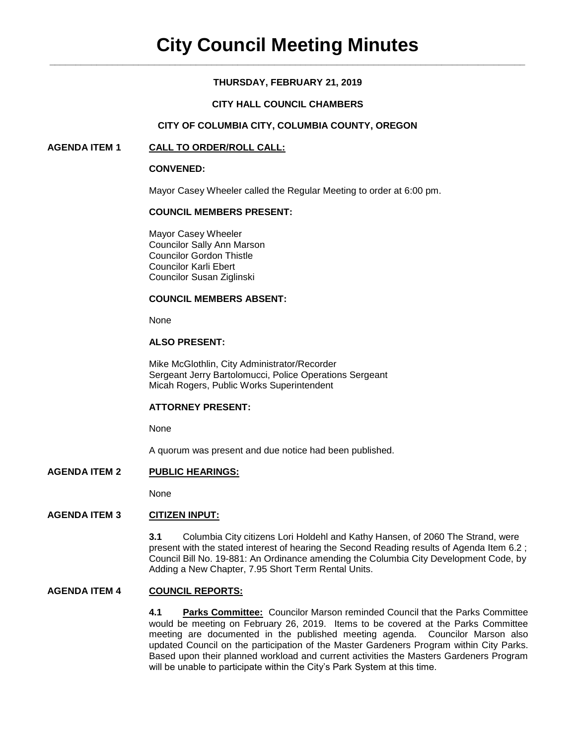# City Council Meeting Minutes

**THURSDAY, FEBRUARY 21, 2019**

**CITY HALL COUNCIL CHAMBERS**

**CITY OF COLUMBIA CITY, COLUMBIA COUNTY, OREGON**

## AGENDA ITEM 1 — CALL TO ORDER/ROLL CALL:

**CONVENED:**

Mayor Casey Wheeler called the Regular Meeting to order at 6:00 pm.

**COUNCIL MEMBERS PRESENT:**

Mayor Casey Wheeler
Councilor Sally Ann Marson
Councilor Gordon Thistle
Councilor Karli Ebert
Councilor Susan Ziglinski

**COUNCIL MEMBERS ABSENT:**

None

**ALSO PRESENT:**

Mike McGlothlin, City Administrator/Recorder
Sergeant Jerry Bartolomucci, Police Operations Sergeant
Micah Rogers, Public Works Superintendent

**ATTORNEY PRESENT:**

None

A quorum was present and due notice had been published.

## AGENDA ITEM 2 — PUBLIC HEARINGS:

None

## AGENDA ITEM 3 — CITIZEN INPUT:

**3.1** Columbia City citizens Lori Holdehl and Kathy Hansen, of 2060 The Strand, were present with the stated interest of hearing the Second Reading results of Agenda Item 6.2 ; Council Bill No. 19-881: An Ordinance amending the Columbia City Development Code, by Adding a New Chapter, 7.95 Short Term Rental Units.

## AGENDA ITEM 4 — COUNCIL REPORTS:

**4.1 Parks Committee:** Councilor Marson reminded Council that the Parks Committee would be meeting on February 26, 2019. Items to be covered at the Parks Committee meeting are documented in the published meeting agenda. Councilor Marson also updated Council on the participation of the Master Gardeners Program within City Parks. Based upon their planned workload and current activities the Masters Gardeners Program will be unable to participate within the City's Park System at this time.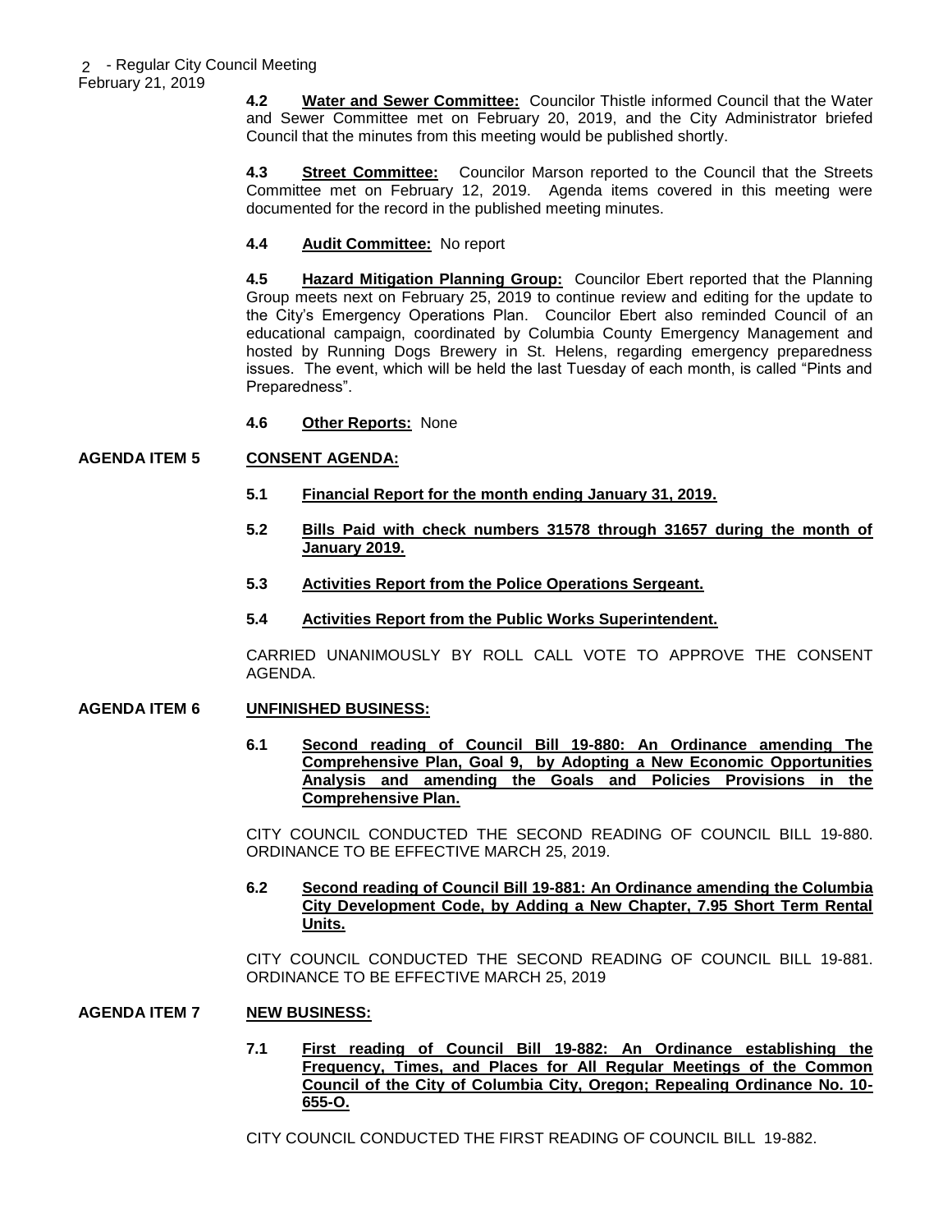**4.2 Water and Sewer Committee:** Councilor Thistle informed Council that the Water and Sewer Committee met on February 20, 2019, and the City Administrator briefed Council that the minutes from this meeting would be published shortly.

**4.3 Street Committee:** Councilor Marson reported to the Council that the Streets Committee met on February 12, 2019. Agenda items covered in this meeting were documented for the record in the published meeting minutes.

**4.4 Audit Committee:** No report

**4.5 Hazard Mitigation Planning Group:** Councilor Ebert reported that the Planning Group meets next on February 25, 2019 to continue review and editing for the update to the City's Emergency Operations Plan. Councilor Ebert also reminded Council of an educational campaign, coordinated by Columbia County Emergency Management and hosted by Running Dogs Brewery in St. Helens, regarding emergency preparedness issues. The event, which will be held the last Tuesday of each month, is called "Pints and Preparedness".

**4.6 Other Reports:** None

**AGENDA ITEM 5 CONSENT AGENDA:**

**5.1 Financial Report for the month ending January 31, 2019.**

**5.2 Bills Paid with check numbers 31578 through 31657 during the month of January 2019.**

**5.3 Activities Report from the Police Operations Sergeant.**

**5.4 Activities Report from the Public Works Superintendent.**

CARRIED UNANIMOUSLY BY ROLL CALL VOTE TO APPROVE THE CONSENT AGENDA.

**AGENDA ITEM 6 UNFINISHED BUSINESS:**

**6.1 Second reading of Council Bill 19-880: An Ordinance amending The Comprehensive Plan, Goal 9, by Adopting a New Economic Opportunities Analysis and amending the Goals and Policies Provisions in the Comprehensive Plan.**

CITY COUNCIL CONDUCTED THE SECOND READING OF COUNCIL BILL 19-880. ORDINANCE TO BE EFFECTIVE MARCH 25, 2019.

**6.2 Second reading of Council Bill 19-881: An Ordinance amending the Columbia City Development Code, by Adding a New Chapter, 7.95 Short Term Rental Units.**

CITY COUNCIL CONDUCTED THE SECOND READING OF COUNCIL BILL 19-881. ORDINANCE TO BE EFFECTIVE MARCH 25, 2019

**AGENDA ITEM 7 NEW BUSINESS:**

**7.1 First reading of Council Bill 19-882: An Ordinance establishing the Frequency, Times, and Places for All Regular Meetings of the Common Council of the City of Columbia City, Oregon; Repealing Ordinance No. 10-655-O.**

CITY COUNCIL CONDUCTED THE FIRST READING OF COUNCIL BILL 19-882.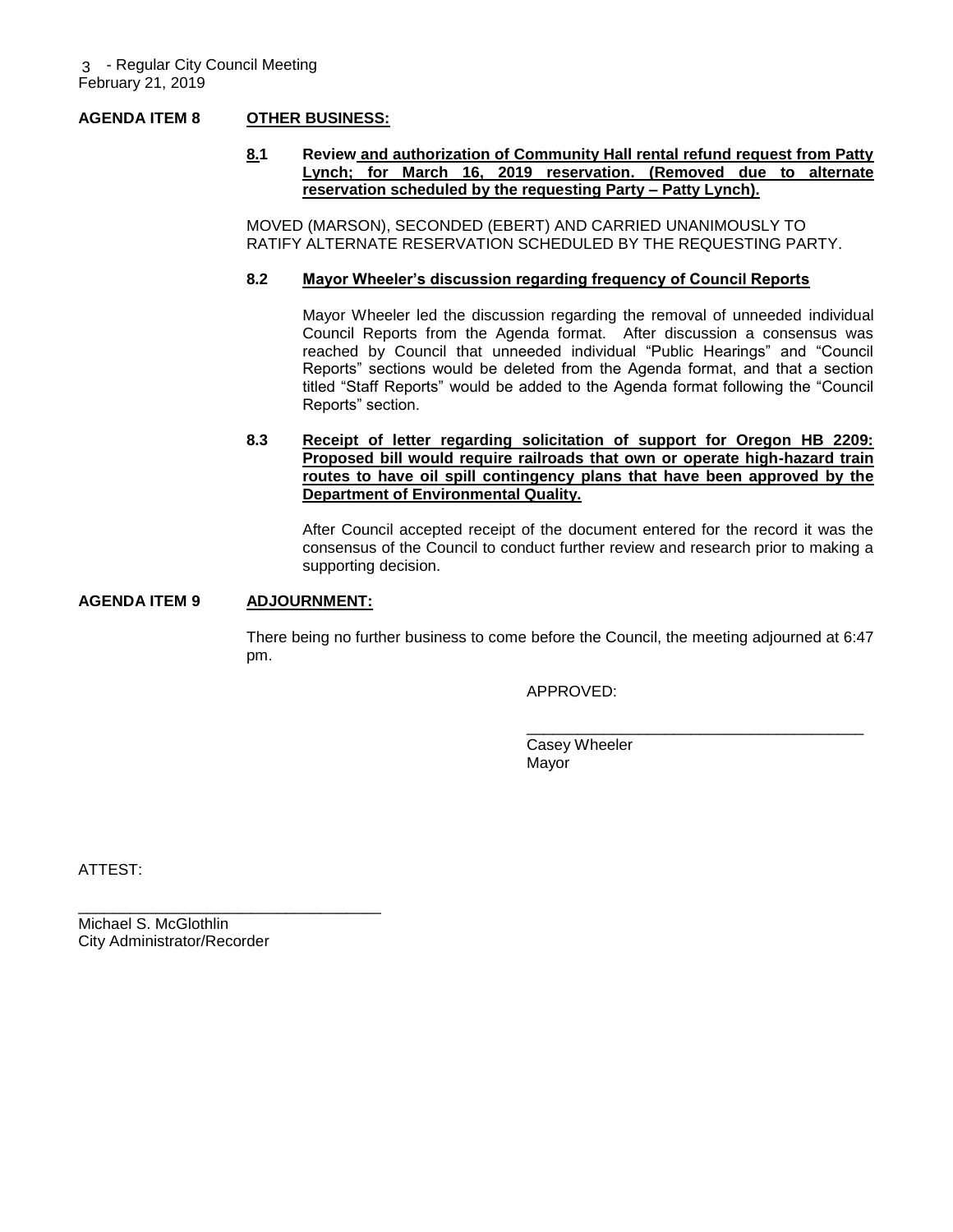**AGENDA ITEM 8 OTHER BUSINESS:**

**8.1 Review and authorization of Community Hall rental refund request from Patty Lynch; for March 16, 2019 reservation. (Removed due to alternate reservation scheduled by the requesting Party – Patty Lynch).**

MOVED (MARSON), SECONDED (EBERT) AND CARRIED UNANIMOUSLY TO RATIFY ALTERNATE RESERVATION SCHEDULED BY THE REQUESTING PARTY.

**8.2 Mayor Wheeler's discussion regarding frequency of Council Reports**

Mayor Wheeler led the discussion regarding the removal of unneeded individual Council Reports from the Agenda format. After discussion a consensus was reached by Council that unneeded individual "Public Hearings" and "Council Reports" sections would be deleted from the Agenda format, and that a section titled "Staff Reports" would be added to the Agenda format following the "Council Reports" section.

**8.3 Receipt of letter regarding solicitation of support for Oregon HB 2209: Proposed bill would require railroads that own or operate high-hazard train routes to have oil spill contingency plans that have been approved by the Department of Environmental Quality.**

After Council accepted receipt of the document entered for the record it was the consensus of the Council to conduct further review and research prior to making a supporting decision.

**AGENDA ITEM 9 ADJOURNMENT:**

There being no further business to come before the Council, the meeting adjourned at 6:47 pm.

APPROVED:

\_\_\_\_\_\_\_\_\_\_\_\_\_\_\_\_\_\_\_\_\_\_\_\_\_\_\_\_\_\_\_\_\_\_\_\_\_\_\_\_

Casey Wheeler
Mayor

ATTEST:

\_\_\_\_\_\_\_\_\_\_\_\_\_\_\_\_\_\_\_\_\_\_\_\_\_\_\_\_\_\_\_\_\_\_\_\_

Michael S. McGlothlin
City Administrator/Recorder